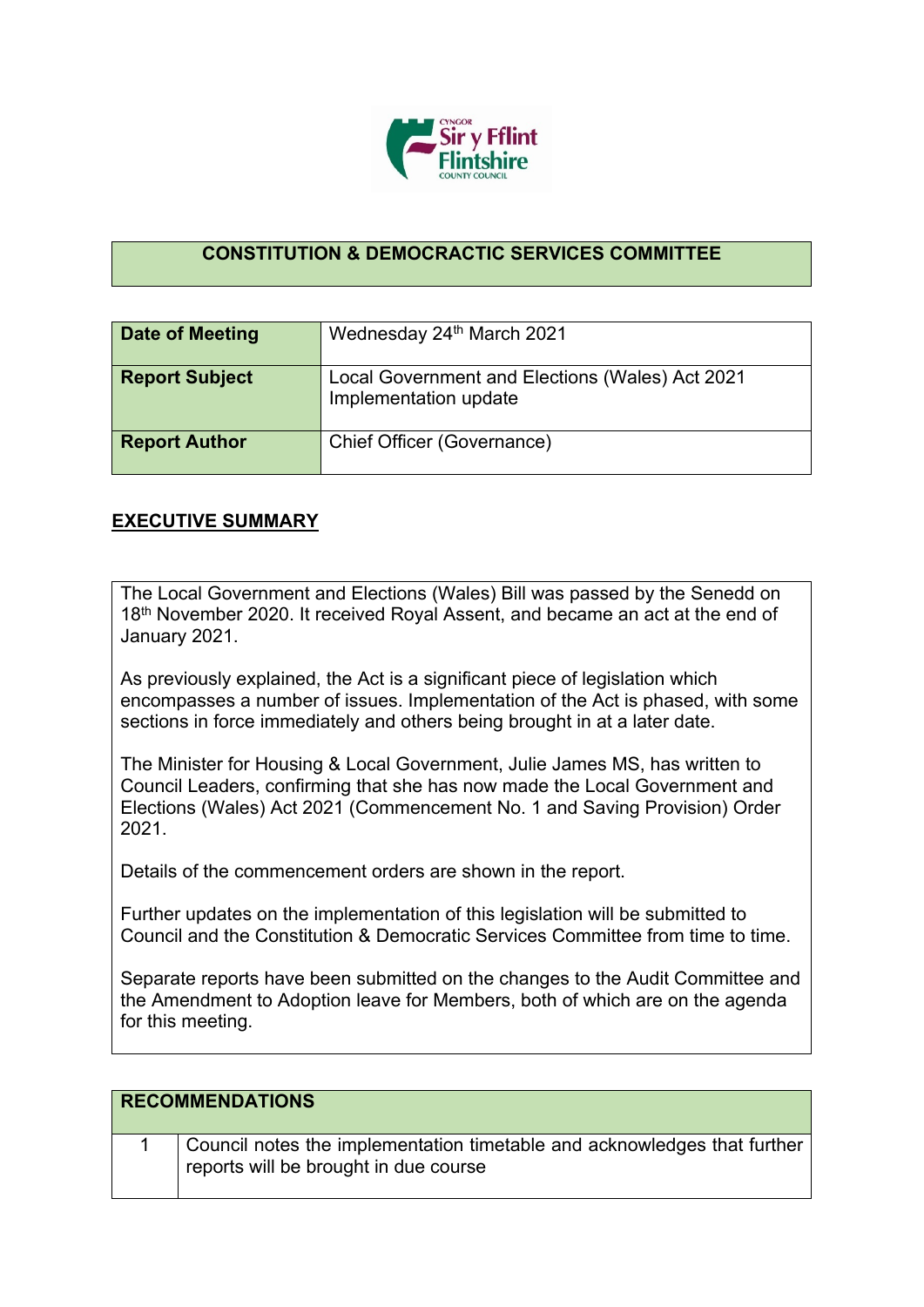## CONSTITUTION & DEMOCRACTIC SERVICES COMMITTEE

| | |
|---|---|
| **Date of Meeting** | Wednesday 24th March 2021 |
| **Report Subject** | Local Government and Elections (Wales) Act 2021 Implementation update |
| **Report Author** | Chief Officer (Governance) |

## EXECUTIVE SUMMARY

The Local Government and Elections (Wales) Bill was passed by the Senedd on 18th November 2020. It received Royal Assent, and became an act at the end of January 2021.

As previously explained, the Act is a significant piece of legislation which encompasses a number of issues. Implementation of the Act is phased, with some sections in force immediately and others being brought in at a later date.

The Minister for Housing & Local Government, Julie James MS, has written to Council Leaders, confirming that she has now made the Local Government and Elections (Wales) Act 2021 (Commencement No. 1 and Saving Provision) Order 2021.

Details of the commencement orders are shown in the report.

Further updates on the implementation of this legislation will be submitted to Council and the Constitution & Democratic Services Committee from time to time.

Separate reports have been submitted on the changes to the Audit Committee and the Amendment to Adoption leave for Members, both of which are on the agenda for this meeting.

| RECOMMENDATIONS | |
|---|---|
| 1 | Council notes the implementation timetable and acknowledges that further reports will be brought in due course |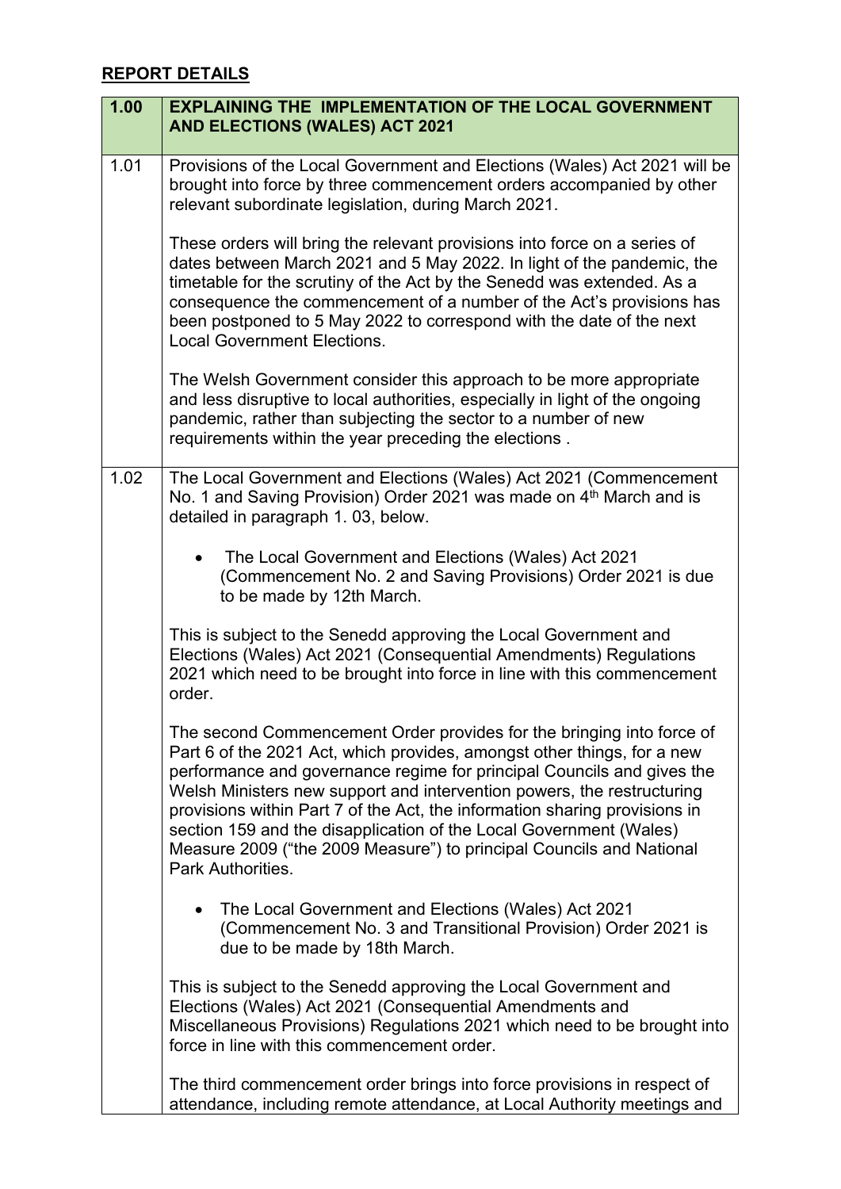## REPORT DETAILS

| 1.00 | EXPLAINING THE IMPLEMENTATION OF THE LOCAL GOVERNMENT AND ELECTIONS (WALES) ACT 2021 |
|---|---|
| 1.01 | Provisions of the Local Government and Elections (Wales) Act 2021 will be brought into force by three commencement orders accompanied by other relevant subordinate legislation, during March 2021.<br><br>These orders will bring the relevant provisions into force on a series of dates between March 2021 and 5 May 2022. In light of the pandemic, the timetable for the scrutiny of the Act by the Senedd was extended. As a consequence the commencement of a number of the Act's provisions has been postponed to 5 May 2022 to correspond with the date of the next Local Government Elections.<br><br>The Welsh Government consider this approach to be more appropriate and less disruptive to local authorities, especially in light of the ongoing pandemic, rather than subjecting the sector to a number of new requirements within the year preceding the elections . |
| 1.02 | The Local Government and Elections (Wales) Act 2021 (Commencement No. 1 and Saving Provision) Order 2021 was made on 4th March and is detailed in paragraph 1. 03, below.<br><br>• The Local Government and Elections (Wales) Act 2021 (Commencement No. 2 and Saving Provisions) Order 2021 is due to be made by 12th March.<br><br>This is subject to the Senedd approving the Local Government and Elections (Wales) Act 2021 (Consequential Amendments) Regulations 2021 which need to be brought into force in line with this commencement order.<br><br>The second Commencement Order provides for the bringing into force of Part 6 of the 2021 Act, which provides, amongst other things, for a new performance and governance regime for principal Councils and gives the Welsh Ministers new support and intervention powers, the restructuring provisions within Part 7 of the Act, the information sharing provisions in section 159 and the disapplication of the Local Government (Wales) Measure 2009 ("the 2009 Measure") to principal Councils and National Park Authorities.<br><br>• The Local Government and Elections (Wales) Act 2021 (Commencement No. 3 and Transitional Provision) Order 2021 is due to be made by 18th March.<br><br>This is subject to the Senedd approving the Local Government and Elections (Wales) Act 2021 (Consequential Amendments and Miscellaneous Provisions) Regulations 2021 which need to be brought into force in line with this commencement order.<br><br>The third commencement order brings into force provisions in respect of attendance, including remote attendance, at Local Authority meetings and |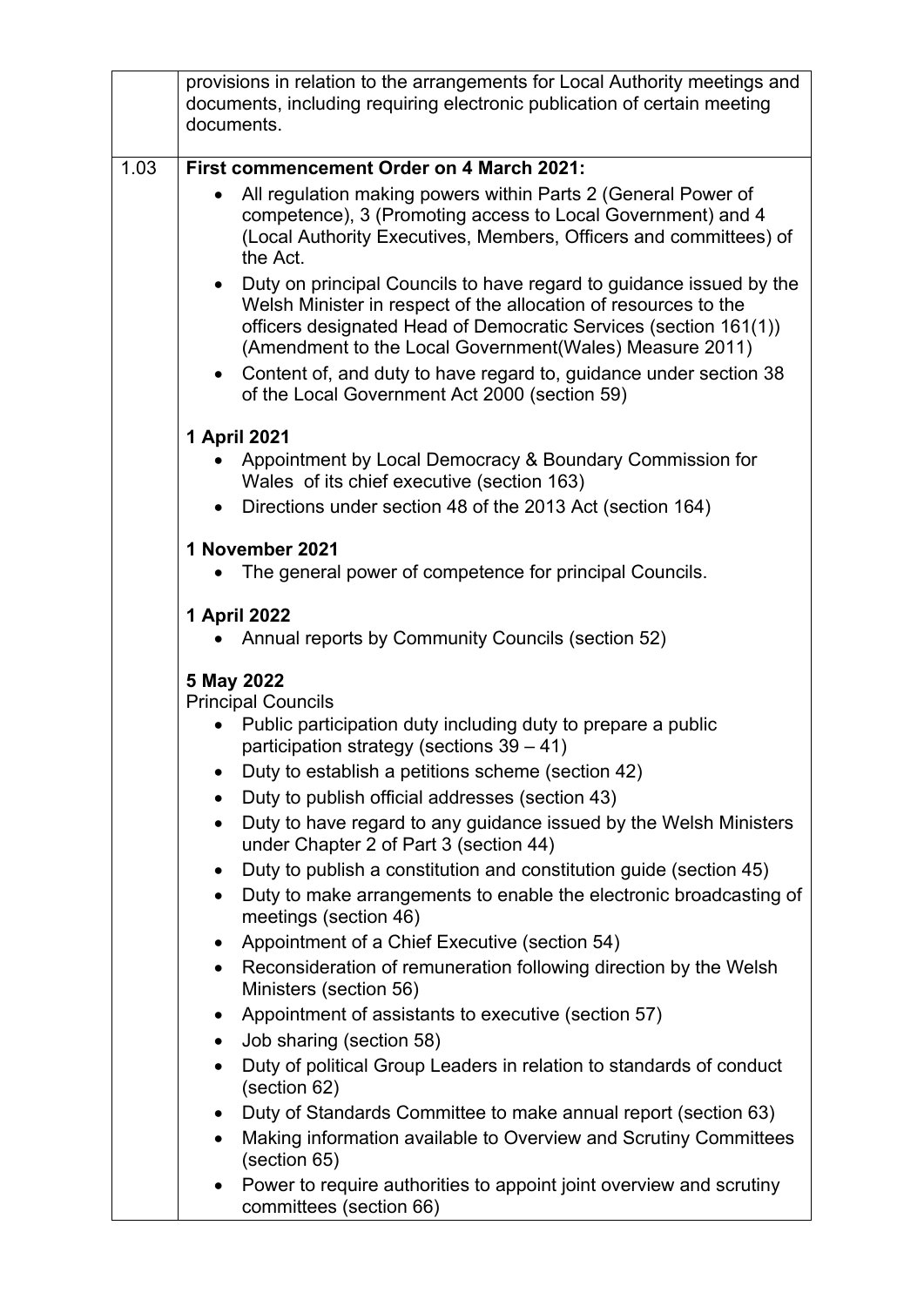| | |
|---|---|
| | provisions in relation to the arrangements for Local Authority meetings and documents, including requiring electronic publication of certain meeting documents. |
| 1.03 | **First commencement Order on 4 March 2021:**<br>• All regulation making powers within Parts 2 (General Power of competence), 3 (Promoting access to Local Government) and 4 (Local Authority Executives, Members, Officers and committees) of the Act.<br>• Duty on principal Councils to have regard to guidance issued by the Welsh Minister in respect of the allocation of resources to the officers designated Head of Democratic Services (section 161(1)) (Amendment to the Local Government(Wales) Measure 2011)<br>• Content of, and duty to have regard to, guidance under section 38 of the Local Government Act 2000 (section 59)<br><br>**1 April 2021**<br>• Appointment by Local Democracy & Boundary Commission for Wales of its chief executive (section 163)<br>• Directions under section 48 of the 2013 Act (section 164)<br><br>**1 November 2021**<br>• The general power of competence for principal Councils.<br><br>**1 April 2022**<br>• Annual reports by Community Councils (section 52)<br><br>**5 May 2022**<br>Principal Councils<br>• Public participation duty including duty to prepare a public participation strategy (sections 39 – 41)<br>• Duty to establish a petitions scheme (section 42)<br>• Duty to publish official addresses (section 43)<br>• Duty to have regard to any guidance issued by the Welsh Ministers under Chapter 2 of Part 3 (section 44)<br>• Duty to publish a constitution and constitution guide (section 45)<br>• Duty to make arrangements to enable the electronic broadcasting of meetings (section 46)<br>• Appointment of a Chief Executive (section 54)<br>• Reconsideration of remuneration following direction by the Welsh Ministers (section 56)<br>• Appointment of assistants to executive (section 57)<br>• Job sharing (section 58)<br>• Duty of political Group Leaders in relation to standards of conduct (section 62)<br>• Duty of Standards Committee to make annual report (section 63)<br>• Making information available to Overview and Scrutiny Committees (section 65)<br>• Power to require authorities to appoint joint overview and scrutiny committees (section 66) |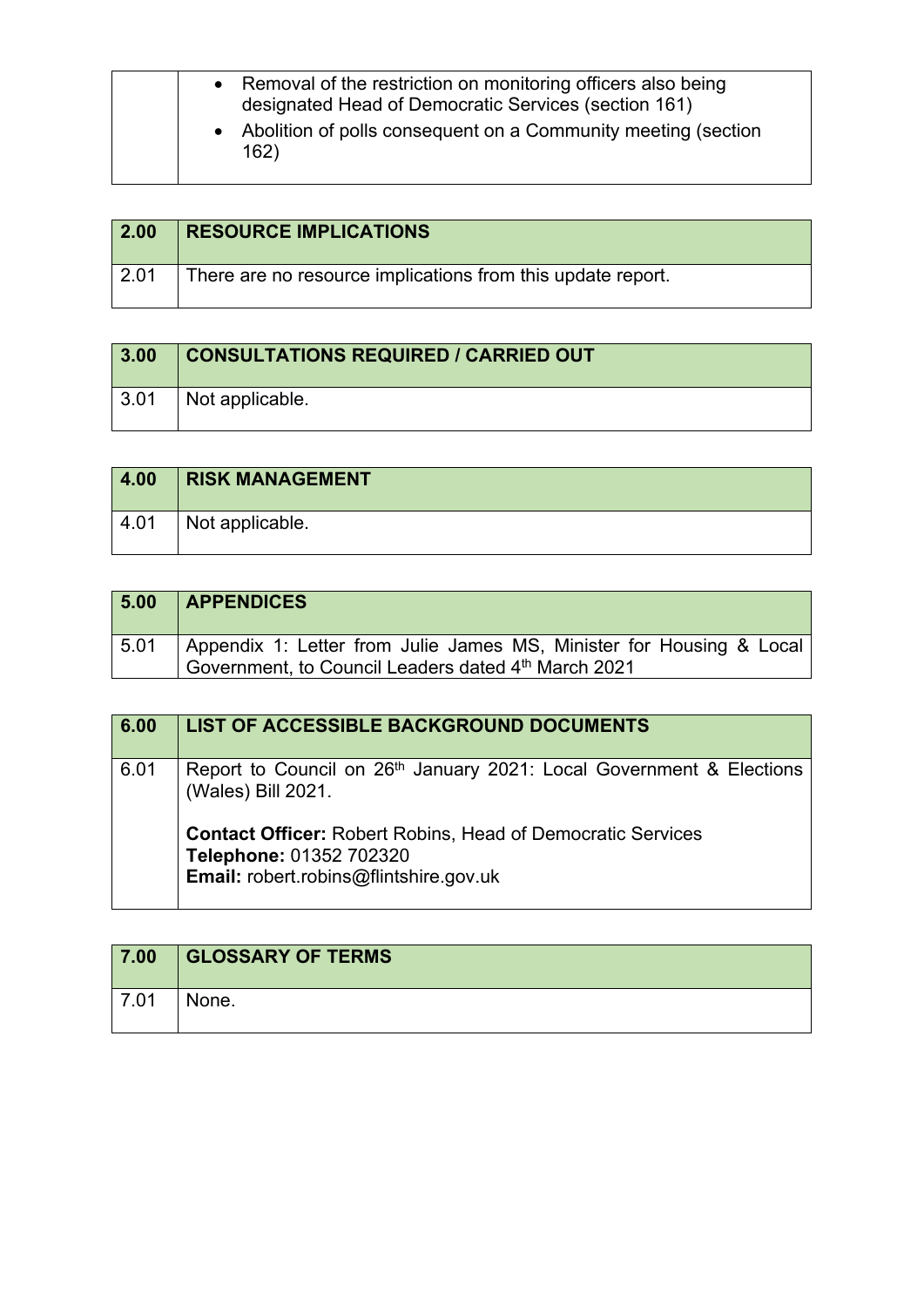| | |
|---|---|
| | • Removal of the restriction on monitoring officers also being designated Head of Democratic Services (section 161)<br>• Abolition of polls consequent on a Community meeting (section 162) |

| 2.00 | RESOURCE IMPLICATIONS |
|---|---|
| 2.01 | There are no resource implications from this update report. |

| 3.00 | CONSULTATIONS REQUIRED / CARRIED OUT |
|---|---|
| 3.01 | Not applicable. |

| 4.00 | RISK MANAGEMENT |
|---|---|
| 4.01 | Not applicable. |

| 5.00 | APPENDICES |
|---|---|
| 5.01 | Appendix 1: Letter from Julie James MS, Minister for Housing & Local Government, to Council Leaders dated 4th March 2021 |

| 6.00 | LIST OF ACCESSIBLE BACKGROUND DOCUMENTS |
|---|---|
| 6.01 | Report to Council on 26th January 2021: Local Government & Elections (Wales) Bill 2021.<br><br>**Contact Officer:** Robert Robins, Head of Democratic Services<br>**Telephone:** 01352 702320<br>**Email:** robert.robins@flintshire.gov.uk |

| 7.00 | GLOSSARY OF TERMS |
|---|---|
| 7.01 | None. |